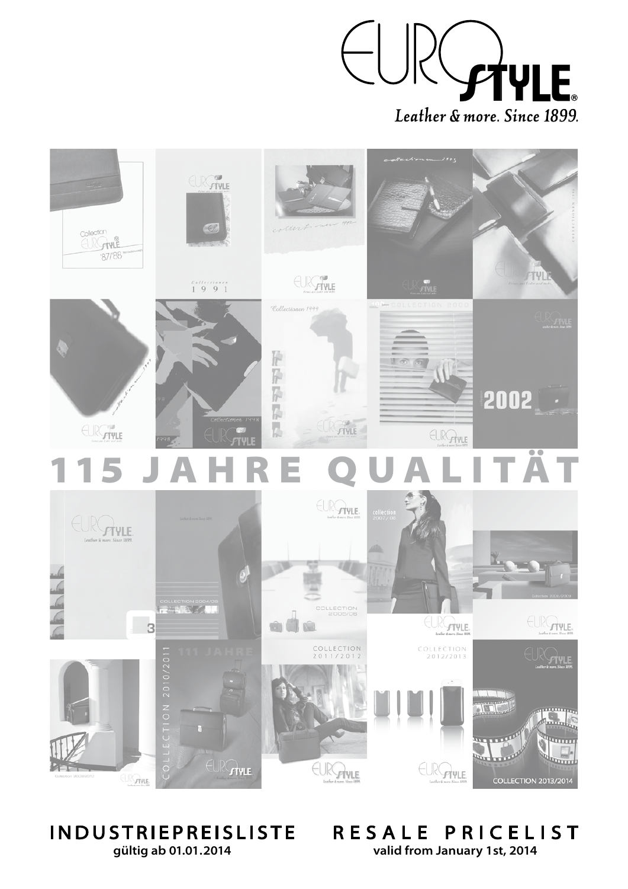# EURO STYLE®

*Leather & more. Since 1899.*

## 115 JAHRE QUALITÄT

**INDUSTRIEPREISLISTE**
**gültig ab 01.01.2014**

**RESALE PRICELIST**
**valid from January 1st, 2014**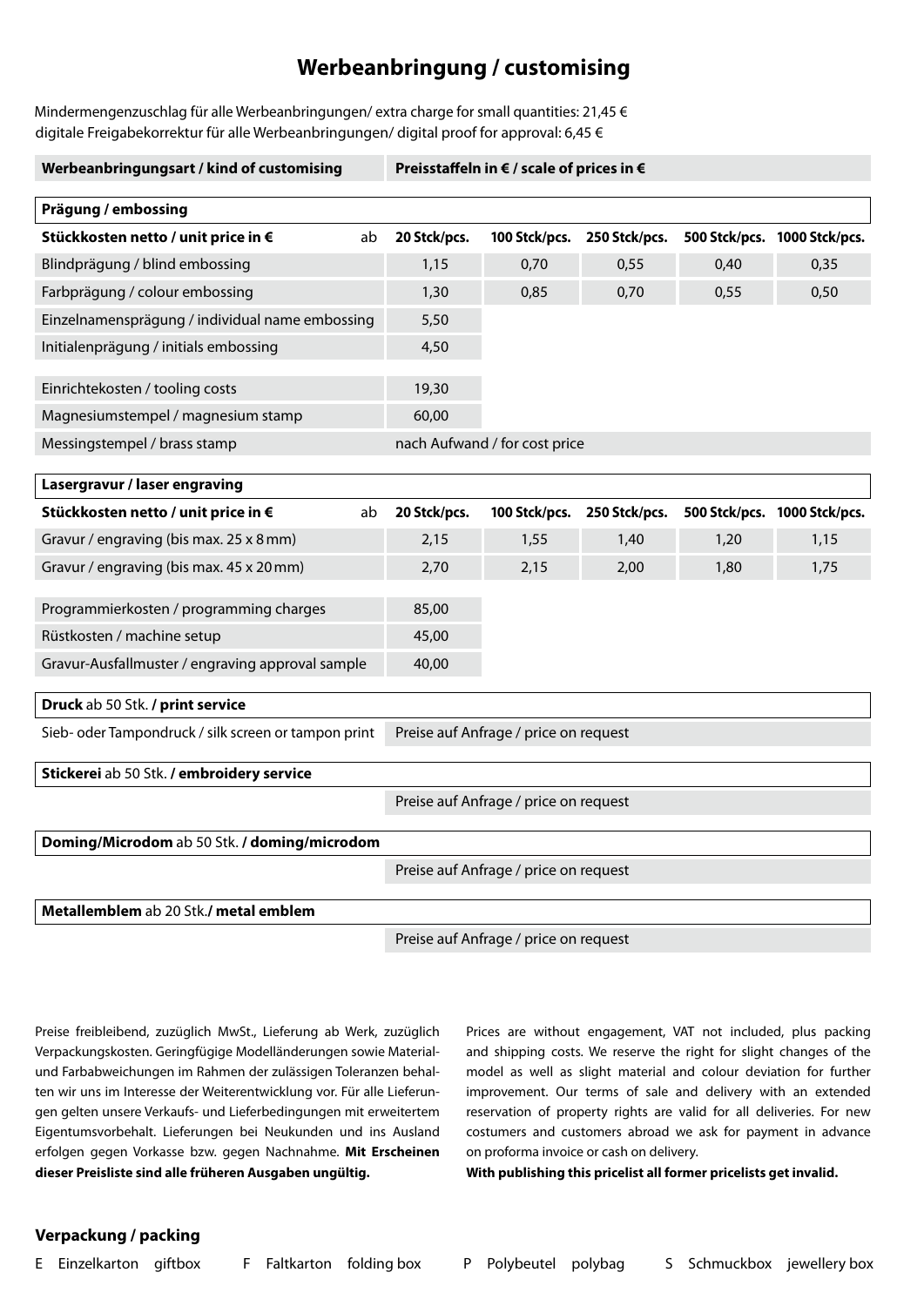# Werbeanbringung / customising

Mindermengenzuschlag für alle Werbeanbringungen/ extra charge for small quantities: 21,45 €
digitale Freigabekorrektur für alle Werbeanbringungen/ digital proof for approval: 6,45 €

| Werbeanbringungsart / kind of customising | Preisstaffeln in € / scale of prices in € | | | | |
|---|---|---|---|---|---|
| **Prägung / embossing** | | | | | |
| **Stückkosten netto / unit price in €** ab | **20 Stck/pcs.** | **100 Stck/pcs.** | **250 Stck/pcs.** | **500 Stck/pcs.** | **1000 Stck/pcs.** |
| Blindprägung / blind embossing | 1,15 | 0,70 | 0,55 | 0,40 | 0,35 |
| Farbprägung / colour embossing | 1,30 | 0,85 | 0,70 | 0,55 | 0,50 |
| Einzelnamensprägung / individual name embossing | 5,50 | | | | |
| Initialenprägung / initials embossing | 4,50 | | | | |
| Einrichtekosten / tooling costs | 19,30 | | | | |
| Magnesiumstempel / magnesium stamp | 60,00 | | | | |
| Messingstempel / brass stamp | nach Aufwand / for cost price | | | | |
| **Lasergravur / laser engraving** | | | | | |
| **Stückkosten netto / unit price in €** ab | **20 Stck/pcs.** | **100 Stck/pcs.** | **250 Stck/pcs.** | **500 Stck/pcs.** | **1000 Stck/pcs.** |
| Gravur / engraving (bis max. 25 x 8 mm) | 2,15 | 1,55 | 1,40 | 1,20 | 1,15 |
| Gravur / engraving (bis max. 45 x 20 mm) | 2,70 | 2,15 | 2,00 | 1,80 | 1,75 |
| Programmierkosten / programming charges | 85,00 | | | | |
| Rüstkosten / machine setup | 45,00 | | | | |
| Gravur-Ausfallmuster / engraving approval sample | 40,00 | | | | |
| **Druck** ab 50 Stk. **/ print service** | | | | | |
| Sieb- oder Tampondruck / silk screen or tampon print | Preise auf Anfrage / price on request | | | | |
| **Stickerei** ab 50 Stk. **/ embroidery service** | | | | | |
| | Preise auf Anfrage / price on request | | | | |
| **Doming/Microdom** ab 50 Stk. **/ doming/microdom** | | | | | |
| | Preise auf Anfrage / price on request | | | | |
| **Metallemblem** ab 20 Stk. **/ metal emblem** | | | | | |
| | Preise auf Anfrage / price on request | | | | |

Preise freibleibend, zuzüglich MwSt., Lieferung ab Werk, zuzüglich Verpackungskosten. Geringfügige Modelländerungen sowie Material- und Farbabweichungen im Rahmen der zulässigen Toleranzen behalten wir uns im Interesse der Weiterentwicklung vor. Für alle Lieferungen gelten unsere Verkaufs- und Lieferbedingungen mit erweitertem Eigentumsvorbehalt. Lieferungen bei Neukunden und ins Ausland erfolgen gegen Vorkasse bzw. gegen Nachnahme. **Mit Erscheinen dieser Preisliste sind alle früheren Ausgaben ungültig.**

Prices are without engagement, VAT not included, plus packing and shipping costs. We reserve the right for slight changes of the model as well as slight material and colour deviation for further improvement. Our terms of sale and delivery with an extended reservation of property rights are valid for all deliveries. For new costumers and customers abroad we ask for payment in advance on proforma invoice or cash on delivery.
**With publishing this pricelist all former pricelists get invalid.**

## Verpackung / packing

E Einzelkarton giftbox    F Faltkarton folding box    P Polybeutel polybag    S Schmuckbox jewellery box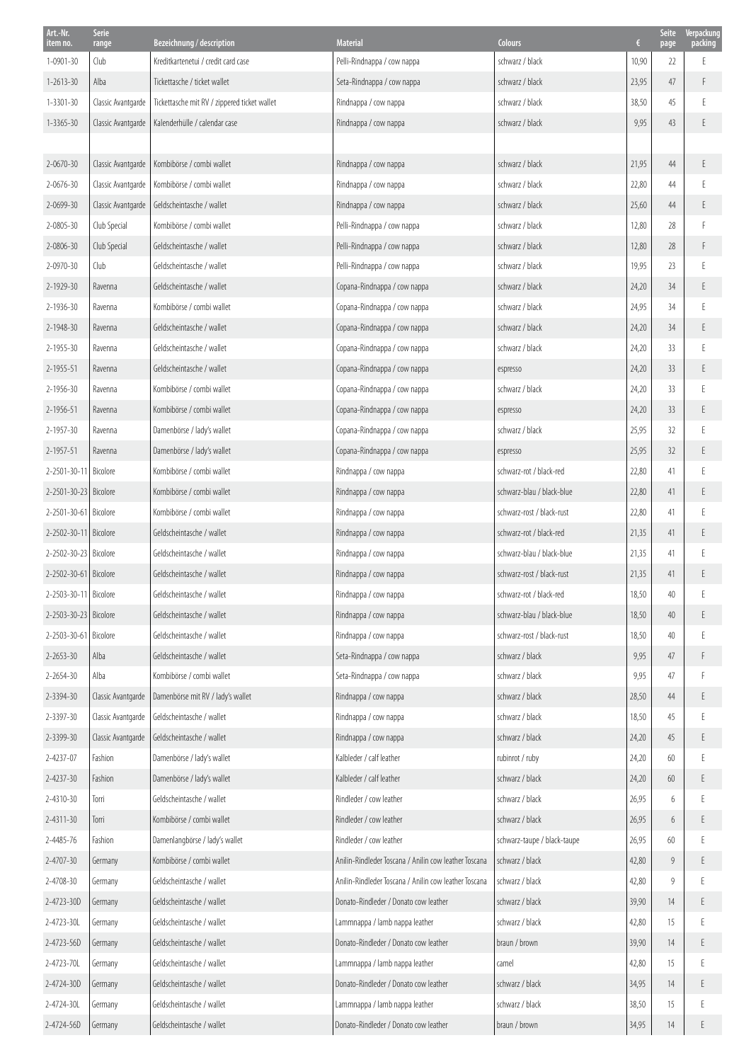| Art.-Nr. item no. | Serie range | Bezeichnung / description | Material | Colours | € | Seite page | Verpackung packing |
|---|---|---|---|---|---|---|---|
| 1-0901-30 | Club | Kreditkartenetui / credit card case | Pelli-Rindnappa / cow nappa | schwarz / black | 10,90 | 22 | E |
| 1-2613-30 | Alba | Tickettasche / ticket wallet | Seta-Rindnappa / cow nappa | schwarz / black | 23,95 | 47 | F |
| 1-3301-30 | Classic Avantgarde | Tickettasche mit RV / zippered ticket wallet | Rindnappa / cow nappa | schwarz / black | 38,50 | 45 | E |
| 1-3365-30 | Classic Avantgarde | Kalenderhülle / calendar case | Rindnappa / cow nappa | schwarz / black | 9,95 | 43 | E |
| | | | | | | | |
| 2-0670-30 | Classic Avantgarde | Kombibörse / combi wallet | Rindnappa / cow nappa | schwarz / black | 21,95 | 44 | E |
| 2-0676-30 | Classic Avantgarde | Kombibörse / combi wallet | Rindnappa / cow nappa | schwarz / black | 22,80 | 44 | E |
| 2-0699-30 | Classic Avantgarde | Geldscheintasche / wallet | Rindnappa / cow nappa | schwarz / black | 25,60 | 44 | E |
| 2-0805-30 | Club Special | Kombibörse / combi wallet | Pelli-Rindnappa / cow nappa | schwarz / black | 12,80 | 28 | F |
| 2-0806-30 | Club Special | Geldscheintasche / wallet | Pelli-Rindnappa / cow nappa | schwarz / black | 12,80 | 28 | F |
| 2-0970-30 | Club | Geldscheintasche / wallet | Pelli-Rindnappa / cow nappa | schwarz / black | 19,95 | 23 | E |
| 2-1929-30 | Ravenna | Geldscheintasche / wallet | Copana-Rindnappa / cow nappa | schwarz / black | 24,20 | 34 | E |
| 2-1936-30 | Ravenna | Kombibörse / combi wallet | Copana-Rindnappa / cow nappa | schwarz / black | 24,95 | 34 | E |
| 2-1948-30 | Ravenna | Geldscheintasche / wallet | Copana-Rindnappa / cow nappa | schwarz / black | 24,20 | 34 | E |
| 2-1955-30 | Ravenna | Geldscheintasche / wallet | Copana-Rindnappa / cow nappa | schwarz / black | 24,20 | 33 | E |
| 2-1955-51 | Ravenna | Geldscheintasche / wallet | Copana-Rindnappa / cow nappa | espresso | 24,20 | 33 | E |
| 2-1956-30 | Ravenna | Kombibörse / combi wallet | Copana-Rindnappa / cow nappa | schwarz / black | 24,20 | 33 | E |
| 2-1956-51 | Ravenna | Kombibörse / combi wallet | Copana-Rindnappa / cow nappa | espresso | 24,20 | 33 | E |
| 2-1957-30 | Ravenna | Damenbörse / lady's wallet | Copana-Rindnappa / cow nappa | schwarz / black | 25,95 | 32 | E |
| 2-1957-51 | Ravenna | Damenbörse / lady's wallet | Copana-Rindnappa / cow nappa | espresso | 25,95 | 32 | E |
| 2-2501-30-11 | Bicolore | Kombibörse / combi wallet | Rindnappa / cow nappa | schwarz-rot / black-red | 22,80 | 41 | E |
| 2-2501-30-23 | Bicolore | Kombibörse / combi wallet | Rindnappa / cow nappa | schwarz-blau / black-blue | 22,80 | 41 | E |
| 2-2501-30-61 | Bicolore | Kombibörse / combi wallet | Rindnappa / cow nappa | schwarz-rost / black-rust | 22,80 | 41 | E |
| 2-2502-30-11 | Bicolore | Geldscheintasche / wallet | Rindnappa / cow nappa | schwarz-rot / black-red | 21,35 | 41 | E |
| 2-2502-30-23 | Bicolore | Geldscheintasche / wallet | Rindnappa / cow nappa | schwarz-blau / black-blue | 21,35 | 41 | E |
| 2-2502-30-61 | Bicolore | Geldscheintasche / wallet | Rindnappa / cow nappa | schwarz-rost / black-rust | 21,35 | 41 | E |
| 2-2503-30-11 | Bicolore | Geldscheintasche / wallet | Rindnappa / cow nappa | schwarz-rot / black-red | 18,50 | 40 | E |
| 2-2503-30-23 | Bicolore | Geldscheintasche / wallet | Rindnappa / cow nappa | schwarz-blau / black-blue | 18,50 | 40 | E |
| 2-2503-30-61 | Bicolore | Geldscheintasche / wallet | Rindnappa / cow nappa | schwarz-rost / black-rust | 18,50 | 40 | E |
| 2-2653-30 | Alba | Geldscheintasche / wallet | Seta-Rindnappa / cow nappa | schwarz / black | 9,95 | 47 | F |
| 2-2654-30 | Alba | Kombibörse / combi wallet | Seta-Rindnappa / cow nappa | schwarz / black | 9,95 | 47 | F |
| 2-3394-30 | Classic Avantgarde | Damenbörse mit RV / lady's wallet | Rindnappa / cow nappa | schwarz / black | 28,50 | 44 | E |
| 2-3397-30 | Classic Avantgarde | Geldscheintasche / wallet | Rindnappa / cow nappa | schwarz / black | 18,50 | 45 | E |
| 2-3399-30 | Classic Avantgarde | Geldscheintasche / wallet | Rindnappa / cow nappa | schwarz / black | 24,20 | 45 | E |
| 2-4237-07 | Fashion | Damenbörse / lady's wallet | Kalbleder / calf leather | rubinrot / ruby | 24,20 | 60 | E |
| 2-4237-30 | Fashion | Damenbörse / lady's wallet | Kalbleder / calf leather | schwarz / black | 24,20 | 60 | E |
| 2-4310-30 | Torri | Geldscheintasche / wallet | Rindleder / cow leather | schwarz / black | 26,95 | 6 | E |
| 2-4311-30 | Torri | Kombibörse / combi wallet | Rindleder / cow leather | schwarz / black | 26,95 | 6 | E |
| 2-4485-76 | Fashion | Damenlangbörse / lady's wallet | Rindleder / cow leather | schwarz-taupe / black-taupe | 26,95 | 60 | E |
| 2-4707-30 | Germany | Kombibörse / combi wallet | Anilin-Rindleder Toscana / Anilin cow leather Toscana | schwarz / black | 42,80 | 9 | E |
| 2-4708-30 | Germany | Geldscheintasche / wallet | Anilin-Rindleder Toscana / Anilin cow leather Toscana | schwarz / black | 42,80 | 9 | E |
| 2-4723-30D | Germany | Geldscheintasche / wallet | Donato-Rindleder / Donato cow leather | schwarz / black | 39,90 | 14 | E |
| 2-4723-30L | Germany | Geldscheintasche / wallet | Lammnappa / lamb nappa leather | schwarz / black | 42,80 | 15 | E |
| 2-4723-56D | Germany | Geldscheintasche / wallet | Donato-Rindleder / Donato cow leather | braun / brown | 39,90 | 14 | E |
| 2-4723-70L | Germany | Geldscheintasche / wallet | Lammnappa / lamb nappa leather | camel | 42,80 | 15 | E |
| 2-4724-30D | Germany | Geldscheintasche / wallet | Donato-Rindleder / Donato cow leather | schwarz / black | 34,95 | 14 | E |
| 2-4724-30L | Germany | Geldscheintasche / wallet | Lammnappa / lamb nappa leather | schwarz / black | 38,50 | 15 | E |
| 2-4724-56D | Germany | Geldscheintasche / wallet | Donato-Rindleder / Donato cow leather | braun / brown | 34,95 | 14 | E |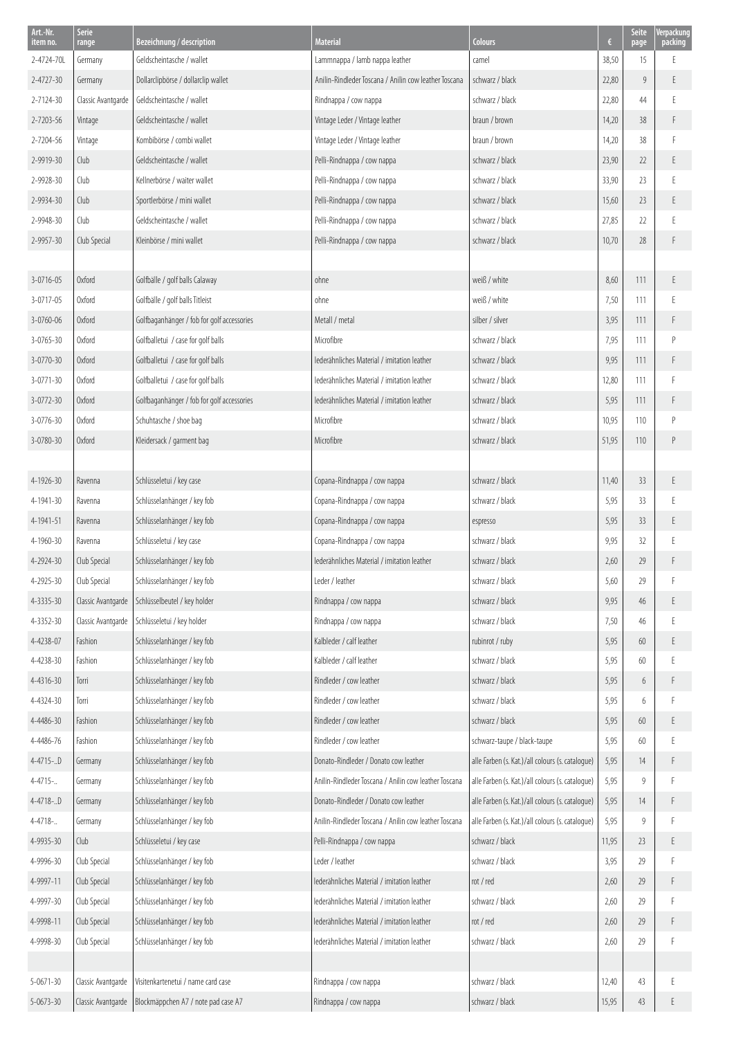| Art.-Nr. item no. | Serie range | Bezeichnung / description | Material | Colours | € | Seite page | Verpackung packing |
|---|---|---|---|---|---|---|---|
| 2-4724-70L | Germany | Geldscheintasche / wallet | Lammnappa / lamb nappa leather | camel | 38,50 | 15 | E |
| 2-4727-30 | Germany | Dollarclipbörse / dollarclip wallet | Anilin-Rindleder Toscana / Anilin cow leather Toscana | schwarz / black | 22,80 | 9 | E |
| 2-7124-30 | Classic Avantgarde | Geldscheintasche / wallet | Rindnappa / cow nappa | schwarz / black | 22,80 | 44 | E |
| 2-7203-56 | Vintage | Geldscheintasche / wallet | Vintage Leder / Vintage leather | braun / brown | 14,20 | 38 | F |
| 2-7204-56 | Vintage | Kombibörse / combi wallet | Vintage Leder / Vintage leather | braun / brown | 14,20 | 38 | F |
| 2-9919-30 | Club | Geldscheintasche / wallet | Pelli-Rindnappa / cow nappa | schwarz / black | 23,90 | 22 | E |
| 2-9928-30 | Club | Kellnerbörse / waiter wallet | Pelli-Rindnappa / cow nappa | schwarz / black | 33,90 | 23 | E |
| 2-9934-30 | Club | Sportlerbörse / mini wallet | Pelli-Rindnappa / cow nappa | schwarz / black | 15,60 | 23 | E |
| 2-9948-30 | Club | Geldscheintasche / wallet | Pelli-Rindnappa / cow nappa | schwarz / black | 27,85 | 22 | E |
| 2-9957-30 | Club Special | Kleinbörse / mini wallet | Pelli-Rindnappa / cow nappa | schwarz / black | 10,70 | 28 | F |
| | | | | | | | |
| 3-0716-05 | Oxford | Golfbälle / golf balls Calaway | ohne | weiß / white | 8,60 | 111 | E |
| 3-0717-05 | Oxford | Golfbälle / golf balls Titleist | ohne | weiß / white | 7,50 | 111 | E |
| 3-0760-06 | Oxford | Golfbaganhänger / fob for golf accessories | Metall / metal | silber / silver | 3,95 | 111 | F |
| 3-0765-30 | Oxford | Golfballetui / case for golf balls | Microfibre | schwarz / black | 7,95 | 111 | P |
| 3-0770-30 | Oxford | Golfballetui / case for golf balls | lederähnliches Material / imitation leather | schwarz / black | 9,95 | 111 | F |
| 3-0771-30 | Oxford | Golfballetui / case for golf balls | lederähnliches Material / imitation leather | schwarz / black | 12,80 | 111 | F |
| 3-0772-30 | Oxford | Golfbaganhänger / fob for golf accessories | lederähnliches Material / imitation leather | schwarz / black | 5,95 | 111 | F |
| 3-0776-30 | Oxford | Schuhtasche / shoe bag | Microfibre | schwarz / black | 10,95 | 110 | P |
| 3-0780-30 | Oxford | Kleidersack / garment bag | Microfibre | schwarz / black | 51,95 | 110 | P |
| | | | | | | | |
| 4-1926-30 | Ravenna | Schlüsseletui / key case | Copana-Rindnappa / cow nappa | schwarz / black | 11,40 | 33 | E |
| 4-1941-30 | Ravenna | Schlüsselanhänger / key fob | Copana-Rindnappa / cow nappa | schwarz / black | 5,95 | 33 | E |
| 4-1941-51 | Ravenna | Schlüsselanhänger / key fob | Copana-Rindnappa / cow nappa | espresso | 5,95 | 33 | E |
| 4-1960-30 | Ravenna | Schlüsseletui / key case | Copana-Rindnappa / cow nappa | schwarz / black | 9,95 | 32 | E |
| 4-2924-30 | Club Special | Schlüsselanhänger / key fob | lederähnliches Material / imitation leather | schwarz / black | 2,60 | 29 | F |
| 4-2925-30 | Club Special | Schlüsselanhänger / key fob | Leder / leather | schwarz / black | 5,60 | 29 | F |
| 4-3335-30 | Classic Avantgarde | Schlüsselbeutel / key holder | Rindnappa / cow nappa | schwarz / black | 9,95 | 46 | E |
| 4-3352-30 | Classic Avantgarde | Schlüsseletui / key holder | Rindnappa / cow nappa | schwarz / black | 7,50 | 46 | E |
| 4-4238-07 | Fashion | Schlüsselanhänger / key fob | Kalbleder / calf leather | rubinrot / ruby | 5,95 | 60 | E |
| 4-4238-30 | Fashion | Schlüsselanhänger / key fob | Kalbleder / calf leather | schwarz / black | 5,95 | 60 | E |
| 4-4316-30 | Torri | Schlüsselanhänger / key fob | Rindleder / cow leather | schwarz / black | 5,95 | 6 | F |
| 4-4324-30 | Torri | Schlüsselanhänger / key fob | Rindleder / cow leather | schwarz / black | 5,95 | 6 | F |
| 4-4486-30 | Fashion | Schlüsselanhänger / key fob | Rindleder / cow leather | schwarz / black | 5,95 | 60 | E |
| 4-4486-76 | Fashion | Schlüsselanhänger / key fob | Rindleder / cow leather | schwarz-taupe / black-taupe | 5,95 | 60 | E |
| 4-4715-..D | Germany | Schlüsselanhänger / key fob | Donato-Rindleder / Donato cow leather | alle Farben (s. Kat.)/all colours (s. catalogue) | 5,95 | 14 | F |
| 4-4715-.. | Germany | Schlüsselanhänger / key fob | Anilin-Rindleder Toscana / Anilin cow leather Toscana | alle Farben (s. Kat.)/all colours (s. catalogue) | 5,95 | 9 | F |
| 4-4718-..D | Germany | Schlüsselanhänger / key fob | Donato-Rindleder / Donato cow leather | alle Farben (s. Kat.)/all colours (s. catalogue) | 5,95 | 14 | F |
| 4-4718-.. | Germany | Schlüsselanhänger / key fob | Anilin-Rindleder Toscana / Anilin cow leather Toscana | alle Farben (s. Kat.)/all colours (s. catalogue) | 5,95 | 9 | F |
| 4-9935-30 | Club | Schlüsseletui / key case | Pelli-Rindnappa / cow nappa | schwarz / black | 11,95 | 23 | E |
| 4-9996-30 | Club Special | Schlüsselanhänger / key fob | Leder / leather | schwarz / black | 3,95 | 29 | F |
| 4-9997-11 | Club Special | Schlüsselanhänger / key fob | lederähnliches Material / imitation leather | rot / red | 2,60 | 29 | F |
| 4-9997-30 | Club Special | Schlüsselanhänger / key fob | lederähnliches Material / imitation leather | schwarz / black | 2,60 | 29 | F |
| 4-9998-11 | Club Special | Schlüsselanhänger / key fob | lederähnliches Material / imitation leather | rot / red | 2,60 | 29 | F |
| 4-9998-30 | Club Special | Schlüsselanhänger / key fob | lederähnliches Material / imitation leather | schwarz / black | 2,60 | 29 | F |
| | | | | | | | |
| 5-0671-30 | Classic Avantgarde | Visitenkartenetui / name card case | Rindnappa / cow nappa | schwarz / black | 12,40 | 43 | E |
| 5-0673-30 | Classic Avantgarde | Blockmäppchen A7 / note pad case A7 | Rindnappa / cow nappa | schwarz / black | 15,95 | 43 | E |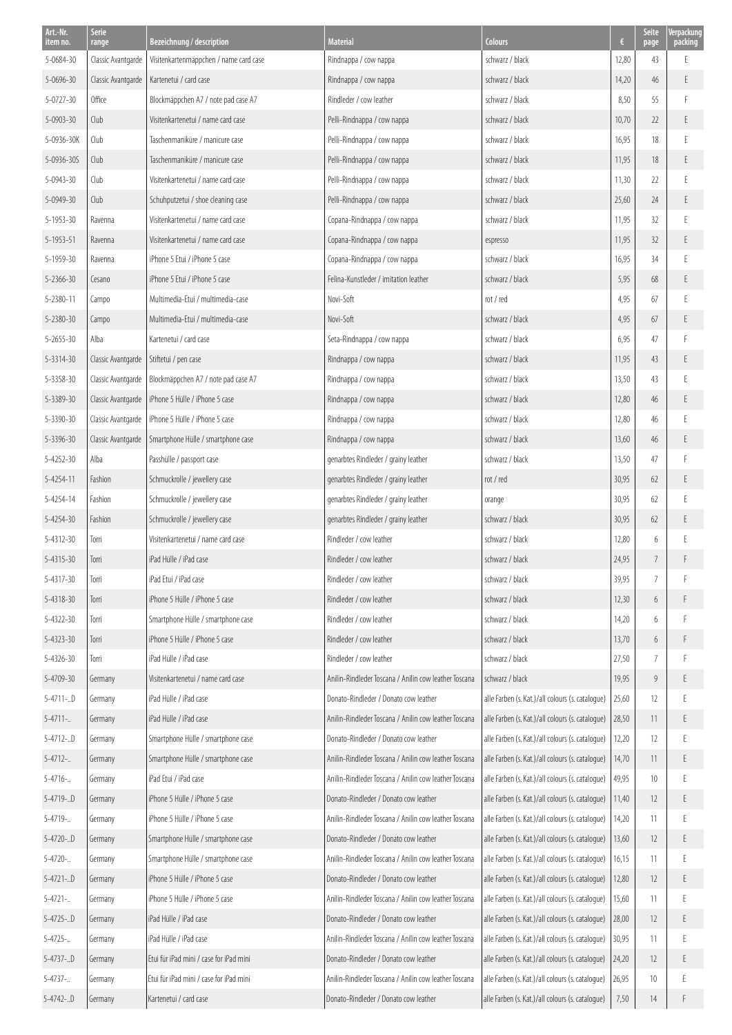| Art.-Nr. item no. | Serie range | Bezeichnung / description | Material | Colours | € | Seite page | Verpackung packing |
|---|---|---|---|---|---|---|---|
| 5-0684-30 | Classic Avantgarde | Visitenkartenmäppchen / name card case | Rindnappa / cow nappa | schwarz / black | 12,80 | 43 | E |
| 5-0696-30 | Classic Avantgarde | Kartenetui / card case | Rindnappa / cow nappa | schwarz / black | 14,20 | 46 | E |
| 5-0727-30 | Office | Blockmäppchen A7 / note pad case A7 | Rindleder / cow leather | schwarz / black | 8,50 | 55 | F |
| 5-0903-30 | Club | Visitenkartenetui / name card case | Pelli-Rindnappa / cow nappa | schwarz / black | 10,70 | 22 | E |
| 5-0936-30K | Club | Taschenmaniküre / manicure case | Pelli-Rindnappa / cow nappa | schwarz / black | 16,95 | 18 | E |
| 5-0936-30S | Club | Taschenmaniküre / manicure case | Pelli-Rindnappa / cow nappa | schwarz / black | 11,95 | 18 | E |
| 5-0943-30 | Club | Visitenkartenetui / name card case | Pelli-Rindnappa / cow nappa | schwarz / black | 11,30 | 22 | E |
| 5-0949-30 | Club | Schuhputzetui / shoe cleaning case | Pelli-Rindnappa / cow nappa | schwarz / black | 25,60 | 24 | E |
| 5-1953-30 | Ravenna | Visitenkartenetui / name card case | Copana-Rindnappa / cow nappa | schwarz / black | 11,95 | 32 | E |
| 5-1953-51 | Ravenna | Visitenkartenetui / name card case | Copana-Rindnappa / cow nappa | espresso | 11,95 | 32 | E |
| 5-1959-30 | Ravenna | iPhone 5 Etui / iPhone 5 case | Copana-Rindnappa / cow nappa | schwarz / black | 16,95 | 34 | E |
| 5-2366-30 | Cesano | iPhone 5 Etui / iPhone 5 case | Felina-Kunstleder / imitation leather | schwarz / black | 5,95 | 68 | E |
| 5-2380-11 | Campo | Multimedia-Etui / multimedia-case | Novi-Soft | rot / red | 4,95 | 67 | E |
| 5-2380-30 | Campo | Multimedia-Etui / multimedia-case | Novi-Soft | schwarz / black | 4,95 | 67 | E |
| 5-2655-30 | Alba | Kartenetui / card case | Seta-Rindnappa / cow nappa | schwarz / black | 6,95 | 47 | F |
| 5-3314-30 | Classic Avantgarde | Stiftetui / pen case | Rindnappa / cow nappa | schwarz / black | 11,95 | 43 | E |
| 5-3358-30 | Classic Avantgarde | Blockmäppchen A7 / note pad case A7 | Rindnappa / cow nappa | schwarz / black | 13,50 | 43 | E |
| 5-3389-30 | Classic Avantgarde | iPhone 5 Hülle / iPhone 5 case | Rindnappa / cow nappa | schwarz / black | 12,80 | 46 | E |
| 5-3390-30 | Classic Avantgarde | iPhone 5 Hülle / iPhone 5 case | Rindnappa / cow nappa | schwarz / black | 12,80 | 46 | E |
| 5-3396-30 | Classic Avantgarde | Smartphone Hülle / smartphone case | Rindnappa / cow nappa | schwarz / black | 13,60 | 46 | E |
| 5-4252-30 | Alba | Passhülle / passport case | genarbtes Rindleder / grainy leather | schwarz / black | 13,50 | 47 | F |
| 5-4254-11 | Fashion | Schmuckrolle / jewellery case | genarbtes Rindleder / grainy leather | rot / red | 30,95 | 62 | E |
| 5-4254-14 | Fashion | Schmuckrolle / jewellery case | genarbtes Rindleder / grainy leather | orange | 30,95 | 62 | E |
| 5-4254-30 | Fashion | Schmuckrolle / jewellery case | genarbtes Rindleder / grainy leather | schwarz / black | 30,95 | 62 | E |
| 5-4312-30 | Torri | Visitenkartenetui / name card case | Rindleder / cow leather | schwarz / black | 12,80 | 6 | E |
| 5-4315-30 | Torri | iPad Hülle / iPad case | Rindleder / cow leather | schwarz / black | 24,95 | 7 | F |
| 5-4317-30 | Torri | iPad Etui / iPad case | Rindleder / cow leather | schwarz / black | 39,95 | 7 | F |
| 5-4318-30 | Torri | iPhone 5 Hülle / iPhone 5 case | Rindleder / cow leather | schwarz / black | 12,30 | 6 | F |
| 5-4322-30 | Torri | Smartphone Hülle / smartphone case | Rindleder / cow leather | schwarz / black | 14,20 | 6 | F |
| 5-4323-30 | Torri | iPhone 5 Hülle / iPhone 5 case | Rindleder / cow leather | schwarz / black | 13,70 | 6 | F |
| 5-4326-30 | Torri | iPad Hülle / iPad case | Rindleder / cow leather | schwarz / black | 27,50 | 7 | F |
| 5-4709-30 | Germany | Visitenkartenetui / name card case | Anilin-Rindleder Toscana / Anilin cow leather Toscana | schwarz / black | 19,95 | 9 | E |
| 5-4711-..D | Germany | iPad Hülle / iPad case | Donato-Rindleder / Donato cow leather | alle Farben (s. Kat.)/all colours (s. catalogue) | 25,60 | 12 | E |
| 5-4711-.. | Germany | iPad Hülle / iPad case | Anilin-Rindleder Toscana / Anilin cow leather Toscana | alle Farben (s. Kat.)/all colours (s. catalogue) | 28,50 | 11 | E |
| 5-4712-..D | Germany | Smartphone Hülle / smartphone case | Donato-Rindleder / Donato cow leather | alle Farben (s. Kat.)/all colours (s. catalogue) | 12,20 | 12 | E |
| 5-4712-.. | Germany | Smartphone Hülle / smartphone case | Anilin-Rindleder Toscana / Anilin cow leather Toscana | alle Farben (s. Kat.)/all colours (s. catalogue) | 14,70 | 11 | E |
| 5-4716-.. | Germany | iPad Etui / iPad case | Anilin-Rindleder Toscana / Anilin cow leather Toscana | alle Farben (s. Kat.)/all colours (s. catalogue) | 49,95 | 10 | E |
| 5-4719-..D | Germany | iPhone 5 Hülle / iPhone 5 case | Donato-Rindleder / Donato cow leather | alle Farben (s. Kat.)/all colours (s. catalogue) | 11,40 | 12 | E |
| 5-4719-.. | Germany | iPhone 5 Hülle / iPhone 5 case | Anilin-Rindleder Toscana / Anilin cow leather Toscana | alle Farben (s. Kat.)/all colours (s. catalogue) | 14,20 | 11 | E |
| 5-4720-..D | Germany | Smartphone Hülle / smartphone case | Donato-Rindleder / Donato cow leather | alle Farben (s. Kat.)/all colours (s. catalogue) | 13,60 | 12 | E |
| 5-4720-.. | Germany | Smartphone Hülle / smartphone case | Anilin-Rindleder Toscana / Anilin cow leather Toscana | alle Farben (s. Kat.)/all colours (s. catalogue) | 16,15 | 11 | E |
| 5-4721-..D | Germany | iPhone 5 Hülle / iPhone 5 case | Donato-Rindleder / Donato cow leather | alle Farben (s. Kat.)/all colours (s. catalogue) | 12,80 | 12 | E |
| 5-4721-.. | Germany | iPhone 5 Hülle / iPhone 5 case | Anilin-Rindleder Toscana / Anilin cow leather Toscana | alle Farben (s. Kat.)/all colours (s. catalogue) | 15,60 | 11 | E |
| 5-4725-..D | Germany | iPad Hülle / iPad case | Donato-Rindleder / Donato cow leather | alle Farben (s. Kat.)/all colours (s. catalogue) | 28,00 | 12 | E |
| 5-4725-.. | Germany | iPad Hülle / iPad case | Anilin-Rindleder Toscana / Anilin cow leather Toscana | alle Farben (s. Kat.)/all colours (s. catalogue) | 30,95 | 11 | E |
| 5-4737-..D | Germany | Etui für iPad mini / case for iPad mini | Donato-Rindleder / Donato cow leather | alle Farben (s. Kat.)/all colours (s. catalogue) | 24,20 | 12 | E |
| 5-4737-.. | Germany | Etui für iPad mini / case for iPad mini | Anilin-Rindleder Toscana / Anilin cow leather Toscana | alle Farben (s. Kat.)/all colours (s. catalogue) | 26,95 | 10 | E |
| 5-4742-..D | Germany | Kartenetui / card case | Donato-Rindleder / Donato cow leather | alle Farben (s. Kat.)/all colours (s. catalogue) | 7,50 | 14 | F |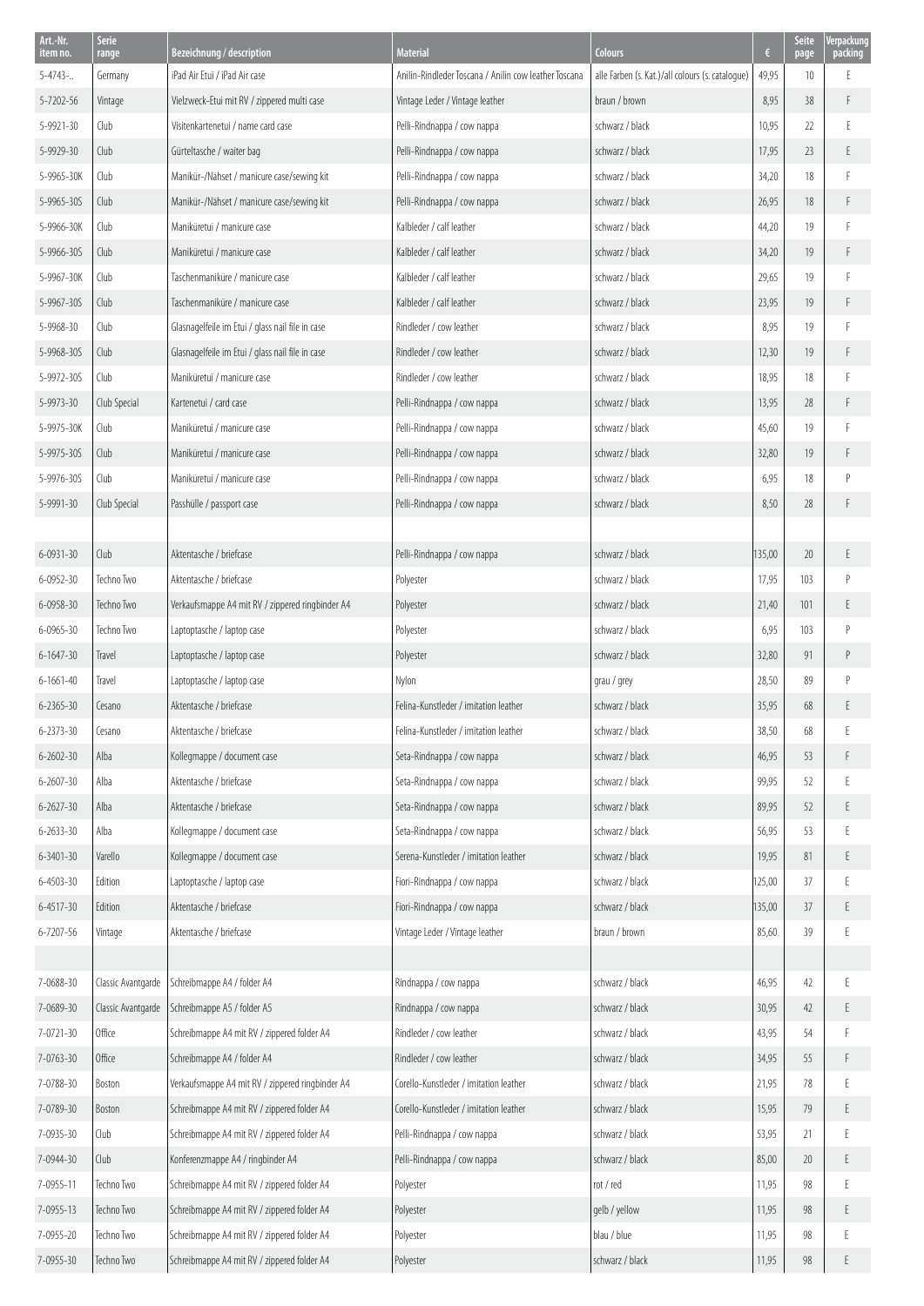| Art.-Nr. item no. | Serie range | Bezeichnung / description | Material | Colours | € | Seite page | Verpackung packing |
|---|---|---|---|---|---|---|---|
| 5-4743-.. | Germany | iPad Air Etui / iPad Air case | Anilin-Rindleder Toscana / Anilin cow leather Toscana | alle Farben (s. Kat.)/all colours (s. catalogue) | 49,95 | 10 | E |
| 5-7202-56 | Vintage | Vielzweck-Etui mit RV / zippered multi case | Vintage Leder / Vintage leather | braun / brown | 8,95 | 38 | F |
| 5-9921-30 | Club | Visitenkartenetui / name card case | Pelli-Rindnappa / cow nappa | schwarz / black | 10,95 | 22 | E |
| 5-9929-30 | Club | Gürteltasche / waiter bag | Pelli-Rindnappa / cow nappa | schwarz / black | 17,95 | 23 | E |
| 5-9965-30K | Club | Maniküг-/Nähset / manicure case/sewing kit | Pelli-Rindnappa / cow nappa | schwarz / black | 34,20 | 18 | F |
| 5-9965-30S | Club | Maniküг-/Nähset / manicure case/sewing kit | Pelli-Rindnappa / cow nappa | schwarz / black | 26,95 | 18 | F |
| 5-9966-30K | Club | Maniküretui / manicure case | Kalbleder / calf leather | schwarz / black | 44,20 | 19 | F |
| 5-9966-30S | Club | Maniküretui / manicure case | Kalbleder / calf leather | schwarz / black | 34,20 | 19 | F |
| 5-9967-30K | Club | Taschenmaniküre / manicure case | Kalbleder / calf leather | schwarz / black | 29,65 | 19 | F |
| 5-9967-30S | Club | Taschenmaniküre / manicure case | Kalbleder / calf leather | schwarz / black | 23,95 | 19 | F |
| 5-9968-30 | Club | Glasnagelfeile im Etui / glass nail file in case | Rindleder / cow leather | schwarz / black | 8,95 | 19 | F |
| 5-9968-30S | Club | Glasnagelfeile im Etui / glass nail file in case | Rindleder / cow leather | schwarz / black | 12,30 | 19 | F |
| 5-9972-30S | Club | Maniküretui / manicure case | Rindleder / cow leather | schwarz / black | 18,95 | 18 | F |
| 5-9973-30 | Club Special | Kartenetui / card case | Pelli-Rindnappa / cow nappa | schwarz / black | 13,95 | 28 | F |
| 5-9975-30K | Club | Maniküretui / manicure case | Pelli-Rindnappa / cow nappa | schwarz / black | 45,60 | 19 | F |
| 5-9975-30S | Club | Maniküretui / manicure case | Pelli-Rindnappa / cow nappa | schwarz / black | 32,80 | 19 | F |
| 5-9976-30S | Club | Maniküretui / manicure case | Pelli-Rindnappa / cow nappa | schwarz / black | 6,95 | 18 | P |
| 5-9991-30 | Club Special | Passhülle / passport case | Pelli-Rindnappa / cow nappa | schwarz / black | 8,50 | 28 | F |
| | | | | | | | |
| 6-0931-30 | Club | Aktentasche / briefcase | Pelli-Rindnappa / cow nappa | schwarz / black | 135,00 | 20 | E |
| 6-0952-30 | Techno Two | Aktentasche / briefcase | Polyester | schwarz / black | 17,95 | 103 | P |
| 6-0958-30 | Techno Two | Verkaufsmappe A4 mit RV / zippered ringbinder A4 | Polyester | schwarz / black | 21,40 | 101 | E |
| 6-0965-30 | Techno Two | Laptoptasche / laptop case | Polyester | schwarz / black | 6,95 | 103 | P |
| 6-1647-30 | Travel | Laptoptasche / laptop case | Polyester | schwarz / black | 32,80 | 91 | P |
| 6-1661-40 | Travel | Laptoptasche / laptop case | Nylon | grau / grey | 28,50 | 89 | P |
| 6-2365-30 | Cesano | Aktentasche / briefcase | Felina-Kunstleder / imitation leather | schwarz / black | 35,95 | 68 | E |
| 6-2373-30 | Cesano | Aktentasche / briefcase | Felina-Kunstleder / imitation leather | schwarz / black | 38,50 | 68 | E |
| 6-2602-30 | Alba | Kollegmappe / document case | Seta-Rindnappa / cow nappa | schwarz / black | 46,95 | 53 | F |
| 6-2607-30 | Alba | Aktentasche / briefcase | Seta-Rindnappa / cow nappa | schwarz / black | 99,95 | 52 | E |
| 6-2627-30 | Alba | Aktentasche / briefcase | Seta-Rindnappa / cow nappa | schwarz / black | 89,95 | 52 | E |
| 6-2633-30 | Alba | Kollegmappe / document case | Seta-Rindnappa / cow nappa | schwarz / black | 56,95 | 53 | E |
| 6-3401-30 | Varello | Kollegmappe / document case | Serena-Kunstleder / imitation leather | schwarz / black | 19,95 | 81 | E |
| 6-4503-30 | Edition | Laptoptasche / laptop case | Fiori-Rindnappa / cow nappa | schwarz / black | 125,00 | 37 | E |
| 6-4517-30 | Edition | Aktentasche / briefcase | Fiori-Rindnappa / cow nappa | schwarz / black | 135,00 | 37 | E |
| 6-7207-56 | Vintage | Aktentasche / briefcase | Vintage Leder / Vintage leather | braun / brown | 85,60 | 39 | E |
| | | | | | | | |
| 7-0688-30 | Classic Avantgarde | Schreibmappe A4 / folder A4 | Rindnappa / cow nappa | schwarz / black | 46,95 | 42 | E |
| 7-0689-30 | Classic Avantgarde | Schreibmappe A5 / folder A5 | Rindnappa / cow nappa | schwarz / black | 30,95 | 42 | E |
| 7-0721-30 | Office | Schreibmappe A4 mit RV / zippered folder A4 | Rindleder / cow leather | schwarz / black | 43,95 | 54 | F |
| 7-0763-30 | Office | Schreibmappe A4 / folder A4 | Rindleder / cow leather | schwarz / black | 34,95 | 55 | F |
| 7-0788-30 | Boston | Verkaufsmappe A4 mit RV / zippered ringbinder A4 | Corello-Kunstleder / imitation leather | schwarz / black | 21,95 | 78 | E |
| 7-0789-30 | Boston | Schreibmappe A4 mit RV / zippered folder A4 | Corello-Kunstleder / imitation leather | schwarz / black | 15,95 | 79 | E |
| 7-0935-30 | Club | Schreibmappe A4 mit RV / zippered folder A4 | Pelli-Rindnappa / cow nappa | schwarz / black | 53,95 | 21 | E |
| 7-0944-30 | Club | Konferenzmappe A4 / ringbinder A4 | Pelli-Rindnappa / cow nappa | schwarz / black | 85,00 | 20 | E |
| 7-0955-11 | Techno Two | Schreibmappe A4 mit RV / zippered folder A4 | Polyester | rot / red | 11,95 | 98 | E |
| 7-0955-13 | Techno Two | Schreibmappe A4 mit RV / zippered folder A4 | Polyester | gelb / yellow | 11,95 | 98 | E |
| 7-0955-20 | Techno Two | Schreibmappe A4 mit RV / zippered folder A4 | Polyester | blau / blue | 11,95 | 98 | E |
| 7-0955-30 | Techno Two | Schreibmappe A4 mit RV / zippered folder A4 | Polyester | schwarz / black | 11,95 | 98 | E |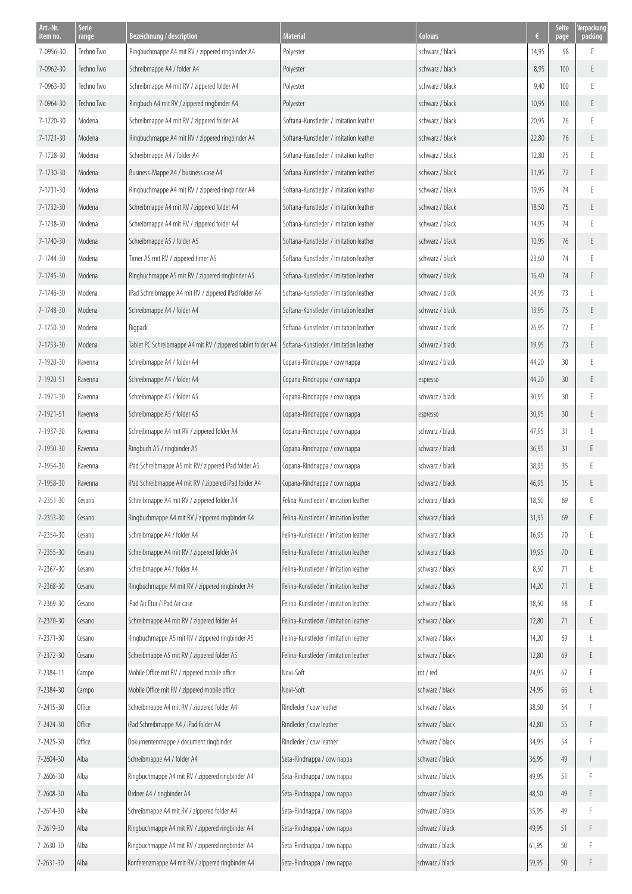| Art.-Nr. item no. | Serie range | Bezeichnung / description | Material | Colours | € | Seite page | Verpackung packing |
|---|---|---|---|---|---|---|---|
| 7-0956-30 | Techno Two | Ringbuchmappe A4 mit RV / zippered ringbinder A4 | Polyester | schwarz / black | 14,95 | 98 | E |
| 7-0962-30 | Techno Two | Schreibmappe A4 / folder A4 | Polyester | schwarz / black | 8,95 | 100 | E |
| 7-0963-30 | Techno Two | Schreibmappe A4 mit RV / zippered folder A4 | Polyester | schwarz / black | 9,40 | 100 | E |
| 7-0964-30 | Techno Two | Ringbuch A4 mit RV / zippered ringbinder A4 | Polyester | schwarz / black | 10,95 | 100 | E |
| 7-1720-30 | Modena | Schreibmappe A4 mit RV / zippered folder A4 | Softana-Kunstleder / imitation leather | schwarz / black | 20,95 | 76 | E |
| 7-1721-30 | Modena | Ringbuchmappe A4 mit RV / zippered ringbinder A4 | Softana-Kunstleder / imitation leather | schwarz / black | 22,80 | 76 | E |
| 7-1728-30 | Modena | Schreibmappe A4 / folder A4 | Softana-Kunstleder / imitation leather | schwarz / black | 12,80 | 75 | E |
| 7-1730-30 | Modena | Business-Mappe A4 / business case A4 | Softana-Kunstleder / imitation leather | schwarz / black | 31,95 | 72 | E |
| 7-1731-30 | Modena | Ringbuchmappe A4 mit RV / zippered ringbinder A4 | Softana-Kunstleder / imitation leather | schwarz / black | 19,95 | 74 | E |
| 7-1732-30 | Modena | Schreibmappe A4 mit RV / zippered folder A4 | Softana-Kunstleder / imitation leather | schwarz / black | 18,50 | 75 | E |
| 7-1738-30 | Modena | Schreibmappe A4 mit RV / zippered folder A4 | Softana-Kunstleder / imitation leather | schwarz / black | 14,95 | 74 | E |
| 7-1740-30 | Modena | Schreibmappe A5 / folder A5 | Softana-Kunstleder / imitation leather | schwarz / black | 10,95 | 76 | E |
| 7-1744-30 | Modena | Timer A5 mit RV / zippered timer A5 | Softana-Kunstleder / imitation leather | schwarz / black | 23,60 | 74 | E |
| 7-1745-30 | Modena | Ringbuchmappe A5 mit RV / zippered ringbinder A5 | Softana-Kunstleder / imitation leather | schwarz / black | 16,40 | 74 | E |
| 7-1746-30 | Modena | iPad Schreibmappe A4 mit RV / zippered iPad folder A4 | Softana-Kunstleder / imitation leather | schwarz / black | 24,95 | 73 | E |
| 7-1748-30 | Modena | Schreibmappe A4 / folder A4 | Softana-Kunstleder / imitation leather | schwarz / black | 13,95 | 75 | E |
| 7-1750-30 | Modena | Bigpack | Softana-Kunstleder / imitation leather | schwarz / black | 26,95 | 72 | E |
| 7-1753-30 | Modena | Tablet PC Schreibmappe A4 mit RV / zippered tablet folder A4 | Softana-Kunstleder / imitation leather | schwarz / black | 19,95 | 73 | E |
| 7-1920-30 | Ravenna | Schreibmappe A4 / folder A4 | Copana-Rindnappa / cow nappa | schwarz / black | 44,20 | 30 | E |
| 7-1920-51 | Ravenna | Schreibmappe A4 / folder A4 | Copana-Rindnappa / cow nappa | espresso | 44,20 | 30 | E |
| 7-1921-30 | Ravenna | Schreibmappe A5 / folder A5 | Copana-Rindnappa / cow nappa | schwarz / black | 30,95 | 30 | E |
| 7-1921-51 | Ravenna | Schreibmappe A5 / folder A5 | Copana-Rindnappa / cow nappa | espresso | 30,95 | 30 | E |
| 7-1937-30 | Ravenna | Schreibmappe A4 mit RV / zippered folder A4 | Copana-Rindnappa / cow nappa | schwarz / black | 47,95 | 31 | E |
| 7-1950-30 | Ravenna | Ringbuch A5 / ringbinder A5 | Copana-Rindnappa / cow nappa | schwarz / black | 36,95 | 31 | E |
| 7-1954-30 | Ravenna | iPad Schreibmappe A5 mit RV/ zippered iPad folder A5 | Copana-Rindnappa / cow nappa | schwarz / black | 38,95 | 35 | E |
| 7-1958-30 | Ravenna | iPad Schreibmappe A4 mit RV / zippered iPad folder A4 | Copana-Rindnappa / cow nappa | schwarz / black | 46,95 | 35 | E |
| 7-2351-30 | Cesano | Schreibmappe A4 mit RV / zippered folder A4 | Felina-Kunstleder / imitation leather | schwarz / black | 18,50 | 69 | E |
| 7-2353-30 | Cesano | Ringbuchmappe A4 mit RV / zippered ringbinder A4 | Felina-Kunstleder / imitation leather | schwarz / black | 31,95 | 69 | E |
| 7-2354-30 | Cesano | Schreibmappe A4 / folder A4 | Felina-Kunstleder / imitation leather | schwarz / black | 16,95 | 70 | E |
| 7-2355-30 | Cesano | Schreibmappe A4 mit RV / zippered folder A4 | Felina-Kunstleder / imitation leather | schwarz / black | 19,95 | 70 | E |
| 7-2367-30 | Cesano | Schreibmappe A4 / folder A4 | Felina-Kunstleder / imitation leather | schwarz / black | 8,50 | 71 | E |
| 7-2368-30 | Cesano | Ringbuchmappe A4 mit RV / zippered ringbinder A4 | Felina-Kunstleder / imitation leather | schwarz / black | 14,20 | 71 | E |
| 7-2369-30 | Cesano | iPad Air Etui / iPad Air case | Felina-Kunstleder / imitation leather | schwarz / black | 18,50 | 68 | E |
| 7-2370-30 | Cesano | Schreibmappe A4 mit RV / zippered folder A4 | Felina-Kunstleder / imitation leather | schwarz / black | 12,80 | 71 | E |
| 7-2371-30 | Cesano | Ringbuchmappe A5 mit RV / zippered ringbinder A5 | Felina-Kunstleder / imitation leather | schwarz / black | 14,20 | 69 | E |
| 7-2372-30 | Cesano | Schreibmappe A5 mit RV / zippered folder A5 | Felina-Kunstleder / imitation leather | schwarz / black | 12,80 | 69 | E |
| 7-2384-11 | Campo | Mobile Office mit RV / zippered mobile office | Novi-Soft | rot / red | 24,95 | 67 | E |
| 7-2384-30 | Campo | Mobile Office mit RV / zippered mobile office | Novi-Soft | schwarz / black | 24,95 | 66 | E |
| 7-2415-30 | Office | Schreibmappe A4 mit RV / zippered folder A4 | Rindleder / cow leather | schwarz / black | 38,50 | 54 | F |
| 7-2424-30 | Office | iPad Schreibmappe A4 / iPad folder A4 | Rindleder / cow leather | schwarz / black | 42,80 | 55 | F |
| 7-2425-30 | Office | Dokumentenmappe / document ringbinder | Rindleder / cow leather | schwarz / black | 34,95 | 54 | F |
| 7-2604-30 | Alba | Schreibmappe A4 / folder A4 | Seta-Rindnappa / cow nappa | schwarz / black | 36,95 | 49 | F |
| 7-2606-30 | Alba | Ringbuchmappe A4 mit RV / zippered ringbinder A4 | Seta-Rindnappa / cow nappa | schwarz / black | 49,95 | 51 | F |
| 7-2608-30 | Alba | Ordner A4 / ringbinder A4 | Seta-Rindnappa / cow nappa | schwarz / black | 48,50 | 49 | E |
| 7-2614-30 | Alba | Schreibmappe A4 mit RV / zippered folder A4 | Seta-Rindnappa / cow nappa | schwarz / black | 35,95 | 49 | F |
| 7-2619-30 | Alba | Ringbuchmappe A4 mit RV / zippered ringbinder A4 | Seta-Rindnappa / cow nappa | schwarz / black | 49,95 | 51 | F |
| 7-2630-30 | Alba | Ringbuchmappe A4 mit RV / zippered ringbinder A4 | Seta-Rindnappa / cow nappa | schwarz / black | 61,95 | 50 | F |
| 7-2631-30 | Alba | Konferenzmappe A4 mit RV / zippered ringbinder A4 | Seta-Rindnappa / cow nappa | schwarz / black | 59,95 | 50 | F |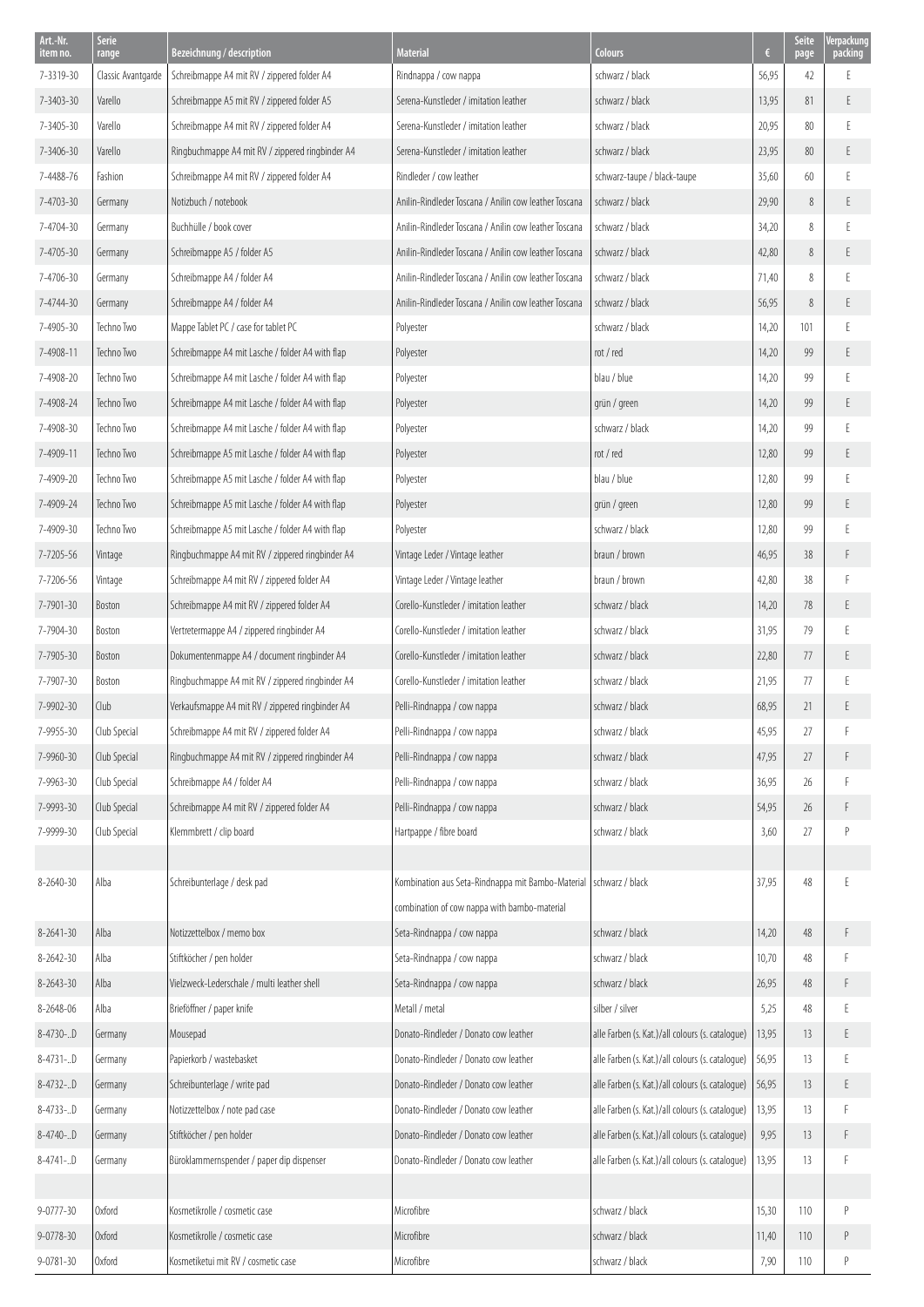| Art.-Nr. item no. | Serie range | Bezeichnung / description | Material | Colours | € | Seite page | Verpackung packing |
|---|---|---|---|---|---|---|---|
| 7-3319-30 | Classic Avantgarde | Schreibmappe A4 mit RV / zippered folder A4 | Rindnappa / cow nappa | schwarz / black | 56,95 | 42 | E |
| 7-3403-30 | Varello | Schreibmappe A5 mit RV / zippered folder A5 | Serena-Kunstleder / imitation leather | schwarz / black | 13,95 | 81 | E |
| 7-3405-30 | Varello | Schreibmappe A4 mit RV / zippered folder A4 | Serena-Kunstleder / imitation leather | schwarz / black | 20,95 | 80 | E |
| 7-3406-30 | Varello | Ringbuchmappe A4 mit RV / zippered ringbinder A4 | Serena-Kunstleder / imitation leather | schwarz / black | 23,95 | 80 | E |
| 7-4488-76 | Fashion | Schreibmappe A4 mit RV / zippered folder A4 | Rindleder / cow leather | schwarz-taupe / black-taupe | 35,60 | 60 | E |
| 7-4703-30 | Germany | Notizbuch / notebook | Anilin-Rindleder Toscana / Anilin cow leather Toscana | schwarz / black | 29,90 | 8 | E |
| 7-4704-30 | Germany | Buchhülle / book cover | Anilin-Rindleder Toscana / Anilin cow leather Toscana | schwarz / black | 34,20 | 8 | E |
| 7-4705-30 | Germany | Schreibmappe A5 / folder A5 | Anilin-Rindleder Toscana / Anilin cow leather Toscana | schwarz / black | 42,80 | 8 | E |
| 7-4706-30 | Germany | Schreibmappe A4 / folder A4 | Anilin-Rindleder Toscana / Anilin cow leather Toscana | schwarz / black | 71,40 | 8 | E |
| 7-4744-30 | Germany | Schreibmappe A4 / folder A4 | Anilin-Rindleder Toscana / Anilin cow leather Toscana | schwarz / black | 56,95 | 8 | E |
| 7-4905-30 | Techno Two | Mappe Tablet PC / case for tablet PC | Polyester | schwarz / black | 14,20 | 101 | E |
| 7-4908-11 | Techno Two | Schreibmappe A4 mit Lasche / folder A4 with flap | Polyester | rot / red | 14,20 | 99 | E |
| 7-4908-20 | Techno Two | Schreibmappe A4 mit Lasche / folder A4 with flap | Polyester | blau / blue | 14,20 | 99 | E |
| 7-4908-24 | Techno Two | Schreibmappe A4 mit Lasche / folder A4 with flap | Polyester | grün / green | 14,20 | 99 | E |
| 7-4908-30 | Techno Two | Schreibmappe A4 mit Lasche / folder A4 with flap | Polyester | schwarz / black | 14,20 | 99 | E |
| 7-4909-11 | Techno Two | Schreibmappe A5 mit Lasche / folder A4 with flap | Polyester | rot / red | 12,80 | 99 | E |
| 7-4909-20 | Techno Two | Schreibmappe A5 mit Lasche / folder A4 with flap | Polyester | blau / blue | 12,80 | 99 | E |
| 7-4909-24 | Techno Two | Schreibmappe A5 mit Lasche / folder A4 with flap | Polyester | grün / green | 12,80 | 99 | E |
| 7-4909-30 | Techno Two | Schreibmappe A5 mit Lasche / folder A4 with flap | Polyester | schwarz / black | 12,80 | 99 | E |
| 7-7205-56 | Vintage | Ringbuchmappe A4 mit RV / zippered ringbinder A4 | Vintage Leder / Vintage leather | braun / brown | 46,95 | 38 | F |
| 7-7206-56 | Vintage | Schreibmappe A4 mit RV / zippered folder A4 | Vintage Leder / Vintage leather | braun / brown | 42,80 | 38 | F |
| 7-7901-30 | Boston | Schreibmappe A4 mit RV / zippered folder A4 | Corello-Kunstleder / imitation leather | schwarz / black | 14,20 | 78 | E |
| 7-7904-30 | Boston | Vertretermappe A4 / zippered ringbinder A4 | Corello-Kunstleder / imitation leather | schwarz / black | 31,95 | 79 | E |
| 7-7905-30 | Boston | Dokumentenmappe A4 / document ringbinder A4 | Corello-Kunstleder / imitation leather | schwarz / black | 22,80 | 77 | E |
| 7-7907-30 | Boston | Ringbuchmappe A4 mit RV / zippered ringbinder A4 | Corello-Kunstleder / imitation leather | schwarz / black | 21,95 | 77 | E |
| 7-9902-30 | Club | Verkaufsmappe A4 mit RV / zippered ringbinder A4 | Pelli-Rindnappa / cow nappa | schwarz / black | 68,95 | 21 | E |
| 7-9955-30 | Club Special | Schreibmappe A4 mit RV / zippered folder A4 | Pelli-Rindnappa / cow nappa | schwarz / black | 45,95 | 27 | F |
| 7-9960-30 | Club Special | Ringbuchmappe A4 mit RV / zippered ringbinder A4 | Pelli-Rindnappa / cow nappa | schwarz / black | 47,95 | 27 | F |
| 7-9963-30 | Club Special | Schreibmappe A4 / folder A4 | Pelli-Rindnappa / cow nappa | schwarz / black | 36,95 | 26 | F |
| 7-9993-30 | Club Special | Schreibmappe A4 mit RV / zippered folder A4 | Pelli-Rindnappa / cow nappa | schwarz / black | 54,95 | 26 | F |
| 7-9999-30 | Club Special | Klemmbrett / clip board | Hartpappe / fibre board | schwarz / black | 3,60 | 27 | P |
| | | | | | | | |
| 8-2640-30 | Alba | Schreibunterlage / desk pad | Kombination aus Seta-Rindnappa mit Bambo-Material combination of cow nappa with bambo-material | schwarz / black | 37,95 | 48 | E |
| 8-2641-30 | Alba | Notizzettelbox / memo box | Seta-Rindnappa / cow nappa | schwarz / black | 14,20 | 48 | F |
| 8-2642-30 | Alba | Stiftköcher / pen holder | Seta-Rindnappa / cow nappa | schwarz / black | 10,70 | 48 | F |
| 8-2643-30 | Alba | Vielzweck-Lederschale / multi leather shell | Seta-Rindnappa / cow nappa | schwarz / black | 26,95 | 48 | F |
| 8-2648-06 | Alba | Brieföffner / paper knife | Metall / metal | silber / silver | 5,25 | 48 | E |
| 8-4730-..D | Germany | Mousepad | Donato-Rindleder / Donato cow leather | alle Farben (s. Kat.)/all colours (s. catalogue) | 13,95 | 13 | E |
| 8-4731-..D | Germany | Papierkorb / wastebasket | Donato-Rindleder / Donato cow leather | alle Farben (s. Kat.)/all colours (s. catalogue) | 56,95 | 13 | E |
| 8-4732-..D | Germany | Schreibunterlage / write pad | Donato-Rindleder / Donato cow leather | alle Farben (s. Kat.)/all colours (s. catalogue) | 56,95 | 13 | E |
| 8-4733-..D | Germany | Notizzettelbox / note pad case | Donato-Rindleder / Donato cow leather | alle Farben (s. Kat.)/all colours (s. catalogue) | 13,95 | 13 | F |
| 8-4740-..D | Germany | Stiftköcher / pen holder | Donato-Rindleder / Donato cow leather | alle Farben (s. Kat.)/all colours (s. catalogue) | 9,95 | 13 | F |
| 8-4741-..D | Germany | Büroklammernspender / paper dip dispenser | Donato-Rindleder / Donato cow leather | alle Farben (s. Kat.)/all colours (s. catalogue) | 13,95 | 13 | F |
| | | | | | | | |
| 9-0777-30 | Oxford | Kosmetikrolle / cosmetic case | Microfibre | schwarz / black | 15,30 | 110 | P |
| 9-0778-30 | Oxford | Kosmetikrolle / cosmetic case | Microfibre | schwarz / black | 11,40 | 110 | P |
| 9-0781-30 | Oxford | Kosmetiketui mit RV / cosmetic case | Microfibre | schwarz / black | 7,90 | 110 | P |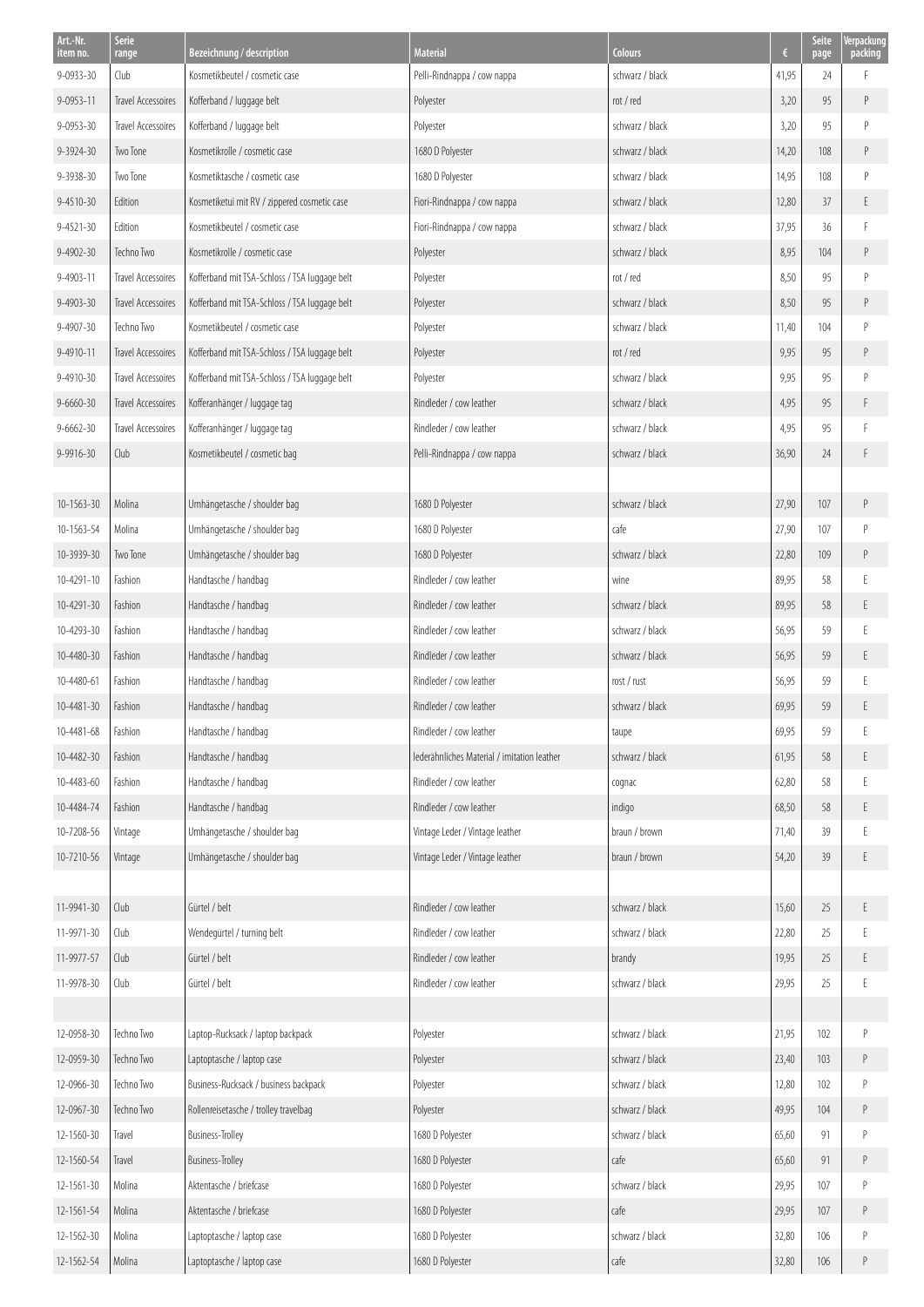| Art.-Nr. item no. | Serie range | Bezeichnung / description | Material | Colours | € | Seite page | Verpackung packing |
|---|---|---|---|---|---|---|---|
| 9-0933-30 | Club | Kosmetikbeutel / cosmetic case | Pelli-Rindnappa / cow nappa | schwarz / black | 41,95 | 24 | F |
| 9-0953-11 | Travel Accessoires | Kofferband / luggage belt | Polyester | rot / red | 3,20 | 95 | P |
| 9-0953-30 | Travel Accessoires | Kofferband / luggage belt | Polyester | schwarz / black | 3,20 | 95 | P |
| 9-3924-30 | Two Tone | Kosmetikrolle / cosmetic case | 1680 D Polyester | schwarz / black | 14,20 | 108 | P |
| 9-3938-30 | Two Tone | Kosmetiktasche / cosmetic case | 1680 D Polyester | schwarz / black | 14,95 | 108 | P |
| 9-4510-30 | Edition | Kosmetiketui mit RV / zippered cosmetic case | Fiori-Rindnappa / cow nappa | schwarz / black | 12,80 | 37 | E |
| 9-4521-30 | Edition | Kosmetikbeutel / cosmetic case | Fiori-Rindnappa / cow nappa | schwarz / black | 37,95 | 36 | F |
| 9-4902-30 | Techno Two | Kosmetikrolle / cosmetic case | Polyester | schwarz / black | 8,95 | 104 | P |
| 9-4903-11 | Travel Accessoires | Kofferband mit TSA-Schloss / TSA luggage belt | Polyester | rot / red | 8,50 | 95 | P |
| 9-4903-30 | Travel Accessoires | Kofferband mit TSA-Schloss / TSA luggage belt | Polyester | schwarz / black | 8,50 | 95 | P |
| 9-4907-30 | Techno Two | Kosmetikbeutel / cosmetic case | Polyester | schwarz / black | 11,40 | 104 | P |
| 9-4910-11 | Travel Accessoires | Kofferband mit TSA-Schloss / TSA luggage belt | Polyester | rot / red | 9,95 | 95 | P |
| 9-4910-30 | Travel Accessoires | Kofferband mit TSA-Schloss / TSA luggage belt | Polyester | schwarz / black | 9,95 | 95 | P |
| 9-6660-30 | Travel Accessoires | Kofferanhänger / luggage tag | Rindleder / cow leather | schwarz / black | 4,95 | 95 | F |
| 9-6662-30 | Travel Accessoires | Kofferanhänger / luggage tag | Rindleder / cow leather | schwarz / black | 4,95 | 95 | F |
| 9-9916-30 | Club | Kosmetikbeutel / cosmetic bag | Pelli-Rindnappa / cow nappa | schwarz / black | 36,90 | 24 | F |
| | | | | | | | |
| 10-1563-30 | Molina | Umhängetasche / shoulder bag | 1680 D Polyester | schwarz / black | 27,90 | 107 | P |
| 10-1563-54 | Molina | Umhängetasche / shoulder bag | 1680 D Polyester | cafe | 27,90 | 107 | P |
| 10-3939-30 | Two Tone | Umhängetasche / shoulder bag | 1680 D Polyester | schwarz / black | 22,80 | 109 | P |
| 10-4291-10 | Fashion | Handtasche / handbag | Rindleder / cow leather | wine | 89,95 | 58 | E |
| 10-4291-30 | Fashion | Handtasche / handbag | Rindleder / cow leather | schwarz / black | 89,95 | 58 | E |
| 10-4293-30 | Fashion | Handtasche / handbag | Rindleder / cow leather | schwarz / black | 56,95 | 59 | E |
| 10-4480-30 | Fashion | Handtasche / handbag | Rindleder / cow leather | schwarz / black | 56,95 | 59 | E |
| 10-4480-61 | Fashion | Handtasche / handbag | Rindleder / cow leather | rost / rust | 56,95 | 59 | E |
| 10-4481-30 | Fashion | Handtasche / handbag | Rindleder / cow leather | schwarz / black | 69,95 | 59 | E |
| 10-4481-68 | Fashion | Handtasche / handbag | Rindleder / cow leather | taupe | 69,95 | 59 | E |
| 10-4482-30 | Fashion | Handtasche / handbag | lederähnliches Material / imitation leather | schwarz / black | 61,95 | 58 | E |
| 10-4483-60 | Fashion | Handtasche / handbag | Rindleder / cow leather | cognac | 62,80 | 58 | E |
| 10-4484-74 | Fashion | Handtasche / handbag | Rindleder / cow leather | indigo | 68,50 | 58 | E |
| 10-7208-56 | Vintage | Umhängetasche / shoulder bag | Vintage Leder / Vintage leather | braun / brown | 71,40 | 39 | E |
| 10-7210-56 | Vintage | Umhängetasche / shoulder bag | Vintage Leder / Vintage leather | braun / brown | 54,20 | 39 | E |
| | | | | | | | |
| 11-9941-30 | Club | Gürtel / belt | Rindleder / cow leather | schwarz / black | 15,60 | 25 | E |
| 11-9971-30 | Club | Wendegürtel / turning belt | Rindleder / cow leather | schwarz / black | 22,80 | 25 | E |
| 11-9977-57 | Club | Gürtel / belt | Rindleder / cow leather | brandy | 19,95 | 25 | E |
| 11-9978-30 | Club | Gürtel / belt | Rindleder / cow leather | schwarz / black | 29,95 | 25 | E |
| | | | | | | | |
| 12-0958-30 | Techno Two | Laptop-Rucksack / laptop backpack | Polyester | schwarz / black | 21,95 | 102 | P |
| 12-0959-30 | Techno Two | Laptoptasche / laptop case | Polyester | schwarz / black | 23,40 | 103 | P |
| 12-0966-30 | Techno Two | Business-Rucksack / business backpack | Polyester | schwarz / black | 12,80 | 102 | P |
| 12-0967-30 | Techno Two | Rollenreisetasche / trolley travelbag | Polyester | schwarz / black | 49,95 | 104 | P |
| 12-1560-30 | Travel | Business-Trolley | 1680 D Polyester | schwarz / black | 65,60 | 91 | P |
| 12-1560-54 | Travel | Business-Trolley | 1680 D Polyester | cafe | 65,60 | 91 | P |
| 12-1561-30 | Molina | Aktentasche / briefcase | 1680 D Polyester | schwarz / black | 29,95 | 107 | P |
| 12-1561-54 | Molina | Aktentasche / briefcase | 1680 D Polyester | cafe | 29,95 | 107 | P |
| 12-1562-30 | Molina | Laptoptasche / laptop case | 1680 D Polyester | schwarz / black | 32,80 | 106 | P |
| 12-1562-54 | Molina | Laptoptasche / laptop case | 1680 D Polyester | cafe | 32,80 | 106 | P |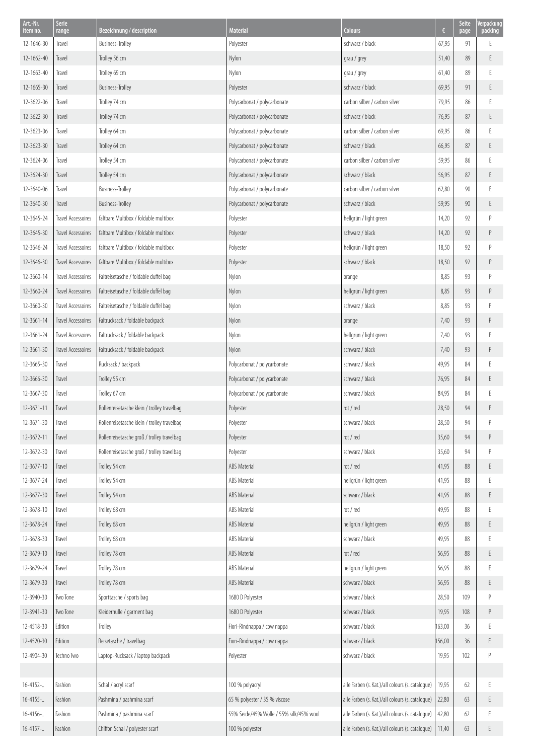| Art.-Nr. item no. | Serie range | Bezeichnung / description | Material | Colours | € | Seite page | Verpackung packing |
|---|---|---|---|---|---|---|---|
| 12-1646-30 | Travel | Business-Trolley | Polyester | schwarz / black | 67,95 | 91 | E |
| 12-1662-40 | Travel | Trolley 56 cm | Nylon | grau / grey | 51,40 | 89 | E |
| 12-1663-40 | Travel | Trolley 69 cm | Nylon | grau / grey | 61,40 | 89 | E |
| 12-1665-30 | Travel | Business-Trolley | Polyester | schwarz / black | 69,95 | 91 | E |
| 12-3622-06 | Travel | Trolley 74 cm | Polycarbonat / polycarbonate | carbon silber / carbon silver | 79,95 | 86 | E |
| 12-3622-30 | Travel | Trolley 74 cm | Polycarbonat / polycarbonate | schwarz / black | 76,95 | 87 | E |
| 12-3623-06 | Travel | Trolley 64 cm | Polycarbonat / polycarbonate | carbon silber / carbon silver | 69,95 | 86 | E |
| 12-3623-30 | Travel | Trolley 64 cm | Polycarbonat / polycarbonate | schwarz / black | 66,95 | 87 | E |
| 12-3624-06 | Travel | Trolley 54 cm | Polycarbonat / polycarbonate | carbon silber / carbon silver | 59,95 | 86 | E |
| 12-3624-30 | Travel | Trolley 54 cm | Polycarbonat / polycarbonate | schwarz / black | 56,95 | 87 | E |
| 12-3640-06 | Travel | Business-Trolley | Polycarbonat / polycarbonate | carbon silber / carbon silver | 62,80 | 90 | E |
| 12-3640-30 | Travel | Business-Trolley | Polycarbonat / polycarbonate | schwarz / black | 59,95 | 90 | E |
| 12-3645-24 | Travel Accessoires | faltbare Multibox / foldable multibox | Polyester | hellgrün / light green | 14,20 | 92 | P |
| 12-3645-30 | Travel Accessoires | faltbare Multibox / foldable multibox | Polyester | schwarz / black | 14,20 | 92 | P |
| 12-3646-24 | Travel Accessoires | faltbare Multibox / foldable multibox | Polyester | hellgrün / light green | 18,50 | 92 | P |
| 12-3646-30 | Travel Accessoires | faltbare Multibox / foldable multibox | Polyester | schwarz / black | 18,50 | 92 | P |
| 12-3660-14 | Travel Accessoires | Faltreisetasche / foldable duffel bag | Nylon | orange | 8,85 | 93 | P |
| 12-3660-24 | Travel Accessoires | Faltreisetasche / foldable duffel bag | Nylon | hellgrün / light green | 8,85 | 93 | P |
| 12-3660-30 | Travel Accessoires | Faltreisetasche / foldable duffel bag | Nylon | schwarz / black | 8,85 | 93 | P |
| 12-3661-14 | Travel Accessoires | Faltrucksack / foldable backpack | Nylon | orange | 7,40 | 93 | P |
| 12-3661-24 | Travel Accessoires | Faltrucksack / foldable backpack | Nylon | hellgrün / light green | 7,40 | 93 | P |
| 12-3661-30 | Travel Accessoires | Faltrucksack / foldable backpack | Nylon | schwarz / black | 7,40 | 93 | P |
| 12-3665-30 | Travel | Rucksack / backpack | Polycarbonat / polycarbonate | schwarz / black | 49,95 | 84 | E |
| 12-3666-30 | Travel | Trolley 55 cm | Polycarbonat / polycarbonate | schwarz / black | 76,95 | 84 | E |
| 12-3667-30 | Travel | Trolley 67 cm | Polycarbonat / polycarbonate | schwarz / black | 84,95 | 84 | E |
| 12-3671-11 | Travel | Rollenreisetasche klein / trolley travelbag | Polyester | rot / red | 28,50 | 94 | P |
| 12-3671-30 | Travel | Rollenreisetasche klein / trolley travelbag | Polyester | schwarz / black | 28,50 | 94 | P |
| 12-3672-11 | Travel | Rollenreisetasche groß / trolley travelbag | Polyester | rot / red | 35,60 | 94 | P |
| 12-3672-30 | Travel | Rollenreisetasche groß / trolley travelbag | Polyester | schwarz / black | 35,60 | 94 | P |
| 12-3677-10 | Travel | Trolley 54 cm | ABS Material | rot / red | 41,95 | 88 | E |
| 12-3677-24 | Travel | Trolley 54 cm | ABS Material | hellgrün / light green | 41,95 | 88 | E |
| 12-3677-30 | Travel | Trolley 54 cm | ABS Material | schwarz / black | 41,95 | 88 | E |
| 12-3678-10 | Travel | Trolley 68 cm | ABS Material | rot / red | 49,95 | 88 | E |
| 12-3678-24 | Travel | Trolley 68 cm | ABS Material | hellgrün / light green | 49,95 | 88 | E |
| 12-3678-30 | Travel | Trolley 68 cm | ABS Material | schwarz / black | 49,95 | 88 | E |
| 12-3679-10 | Travel | Trolley 78 cm | ABS Material | rot / red | 56,95 | 88 | E |
| 12-3679-24 | Travel | Trolley 78 cm | ABS Material | hellgrün / light green | 56,95 | 88 | E |
| 12-3679-30 | Travel | Trolley 78 cm | ABS Material | schwarz / black | 56,95 | 88 | E |
| 12-3940-30 | Two Tone | Sporttasche / sports bag | 1680 D Polyester | schwarz / black | 28,50 | 109 | P |
| 12-3941-30 | Two Tone | Kleiderhülle / garment bag | 1680 D Polyester | schwarz / black | 19,95 | 108 | P |
| 12-4518-30 | Edition | Trolley | Fiori-Rindnappa / cow nappa | schwarz / black | 163,00 | 36 | E |
| 12-4520-30 | Edition | Reisetasche / travelbag | Fiori-Rindnappa / cow nappa | schwarz / black | 156,00 | 36 | E |
| 12-4904-30 | Techno Two | Laptop-Rucksack / laptop backpack | Polyester | schwarz / black | 19,95 | 102 | P |
| | | | | | | | |
| 16-4152-.. | Fashion | Schal / acryl scarf | 100 % polyacryl | alle Farben (s. Kat.)/all colours (s. catalogue) | 19,95 | 62 | E |
| 16-4155-.. | Fashion | Pashmina / pashmina scarf | 65 % polyester / 35 % viscose | alle Farben (s. Kat.)/all colours (s. catalogue) | 22,80 | 63 | E |
| 16-4156-.. | Fashion | Pashmina / pashmina scarf | 55% Seide/45% Wolle / 55% silk/45% wool | alle Farben (s. Kat.)/all colours (s. catalogue) | 42,80 | 62 | E |
| 16-4157-.. | Fashion | Chiffon Schal / polyester scarf | 100 % polyester | alle Farben (s. Kat.)/all colours (s. catalogue) | 11,40 | 63 | E |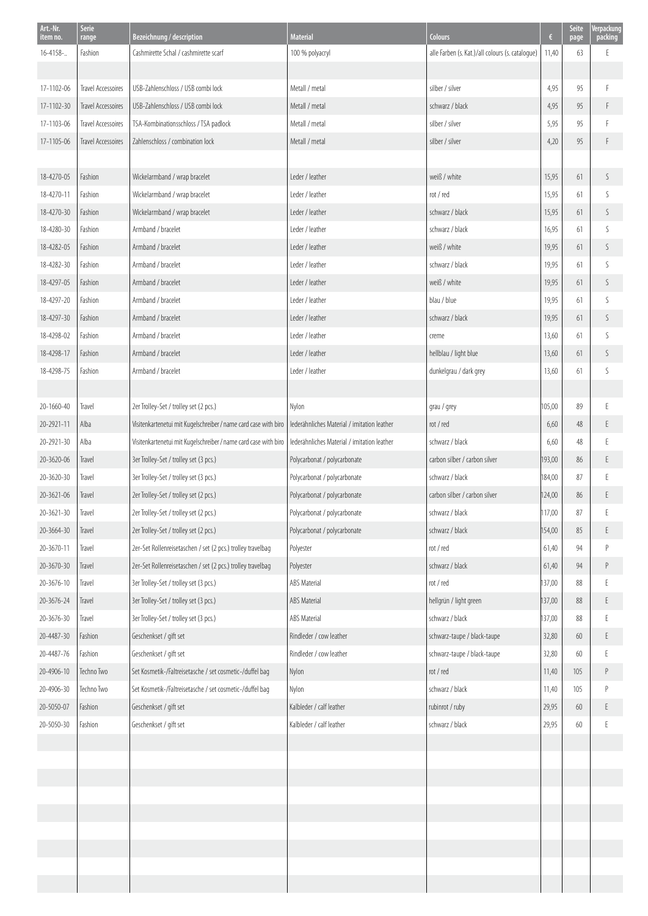| Art.-Nr. item no. | Serie range | Bezeichnung / description | Material | Colours | € | Seite page | Verpackung packing |
|---|---|---|---|---|---|---|---|
| 16-4158-.. | Fashion | Cashmirette Schal / cashmirette scarf | 100 % polyacryl | alle Farben (s. Kat.)/all colours (s. catalogue) | 11,40 | 63 | E |
| | | | | | | | |
| 17-1102-06 | Travel Accessoires | USB-Zahlenschloss / USB combi lock | Metall / metal | silber / silver | 4,95 | 95 | F |
| 17-1102-30 | Travel Accessoires | USB-Zahlenschloss / USB combi lock | Metall / metal | schwarz / black | 4,95 | 95 | F |
| 17-1103-06 | Travel Accessoires | TSA-Kombinationsschloss / TSA padlock | Metall / metal | silber / silver | 5,95 | 95 | F |
| 17-1105-06 | Travel Accessoires | Zahlenschloss / combination lock | Metall / metal | silber / silver | 4,20 | 95 | F |
| | | | | | | | |
| 18-4270-05 | Fashion | Wickelarmband / wrap bracelet | Leder / leather | weiß / white | 15,95 | 61 | S |
| 18-4270-11 | Fashion | Wickelarmband / wrap bracelet | Leder / leather | rot / red | 15,95 | 61 | S |
| 18-4270-30 | Fashion | Wickelarmband / wrap bracelet | Leder / leather | schwarz / black | 15,95 | 61 | S |
| 18-4280-30 | Fashion | Armband / bracelet | Leder / leather | schwarz / black | 16,95 | 61 | S |
| 18-4282-05 | Fashion | Armband / bracelet | Leder / leather | weiß / white | 19,95 | 61 | S |
| 18-4282-30 | Fashion | Armband / bracelet | Leder / leather | schwarz / black | 19,95 | 61 | S |
| 18-4297-05 | Fashion | Armband / bracelet | Leder / leather | weiß / white | 19,95 | 61 | S |
| 18-4297-20 | Fashion | Armband / bracelet | Leder / leather | blau / blue | 19,95 | 61 | S |
| 18-4297-30 | Fashion | Armband / bracelet | Leder / leather | schwarz / black | 19,95 | 61 | S |
| 18-4298-02 | Fashion | Armband / bracelet | Leder / leather | creme | 13,60 | 61 | S |
| 18-4298-17 | Fashion | Armband / bracelet | Leder / leather | hellblau / light blue | 13,60 | 61 | S |
| 18-4298-75 | Fashion | Armband / bracelet | Leder / leather | dunkelgrau / dark grey | 13,60 | 61 | S |
| | | | | | | | |
| 20-1660-40 | Travel | 2er Trolley-Set / trolley set (2 pcs.) | Nylon | grau / grey | 105,00 | 89 | E |
| 20-2921-11 | Alba | Visitenkartenetui mit Kugelschreiber / name card case with biro | lederähnliches Material / imitation leather | rot / red | 6,60 | 48 | E |
| 20-2921-30 | Alba | Visitenkartenetui mit Kugelschreiber / name card case with biro | lederähnliches Material / imitation leather | schwarz / black | 6,60 | 48 | E |
| 20-3620-06 | Travel | 3er Trolley-Set / trolley set (3 pcs.) | Polycarbonat / polycarbonate | carbon silber / carbon silver | 193,00 | 86 | E |
| 20-3620-30 | Travel | 3er Trolley-Set / trolley set (3 pcs.) | Polycarbonat / polycarbonate | schwarz / black | 184,00 | 87 | E |
| 20-3621-06 | Travel | 2er Trolley-Set / trolley set (2 pcs.) | Polycarbonat / polycarbonate | carbon silber / carbon silver | 124,00 | 86 | E |
| 20-3621-30 | Travel | 2er Trolley-Set / trolley set (2 pcs.) | Polycarbonat / polycarbonate | schwarz / black | 117,00 | 87 | E |
| 20-3664-30 | Travel | 2er Trolley-Set / trolley set (2 pcs.) | Polycarbonat / polycarbonate | schwarz / black | 154,00 | 85 | E |
| 20-3670-11 | Travel | 2er-Set Rollenreisetaschen / set (2 pcs.) trolley travelbag | Polyester | rot / red | 61,40 | 94 | P |
| 20-3670-30 | Travel | 2er-Set Rollenreisetaschen / set (2 pcs.) trolley travelbag | Polyester | schwarz / black | 61,40 | 94 | P |
| 20-3676-10 | Travel | 3er Trolley-Set / trolley set (3 pcs.) | ABS Material | rot / red | 137,00 | 88 | E |
| 20-3676-24 | Travel | 3er Trolley-Set / trolley set (3 pcs.) | ABS Material | hellgrün / light green | 137,00 | 88 | E |
| 20-3676-30 | Travel | 3er Trolley-Set / trolley set (3 pcs.) | ABS Material | schwarz / black | 137,00 | 88 | E |
| 20-4487-30 | Fashion | Geschenkset / gift set | Rindleder / cow leather | schwarz-taupe / black-taupe | 32,80 | 60 | E |
| 20-4487-76 | Fashion | Geschenkset / gift set | Rindleder / cow leather | schwarz-taupe / black-taupe | 32,80 | 60 | E |
| 20-4906-10 | Techno Two | Set Kosmetik-/Faltreisetasche / set cosmetic-/duffel bag | Nylon | rot / red | 11,40 | 105 | P |
| 20-4906-30 | Techno Two | Set Kosmetik-/Faltreisetasche / set cosmetic-/duffel bag | Nylon | schwarz / black | 11,40 | 105 | P |
| 20-5050-07 | Fashion | Geschenkset / gift set | Kalbleder / calf leather | rubinrot / ruby | 29,95 | 60 | E |
| 20-5050-30 | Fashion | Geschenkset / gift set | Kalbleder / calf leather | schwarz / black | 29,95 | 60 | E |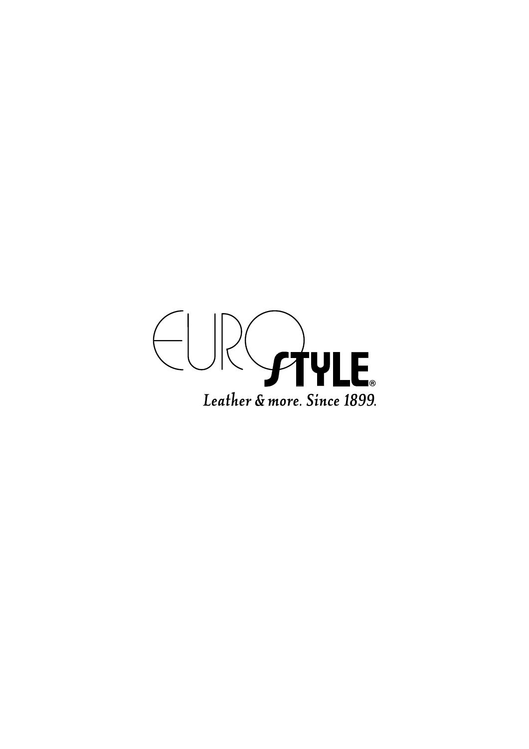EURO STYLE®

*Leather & more. Since 1899.*